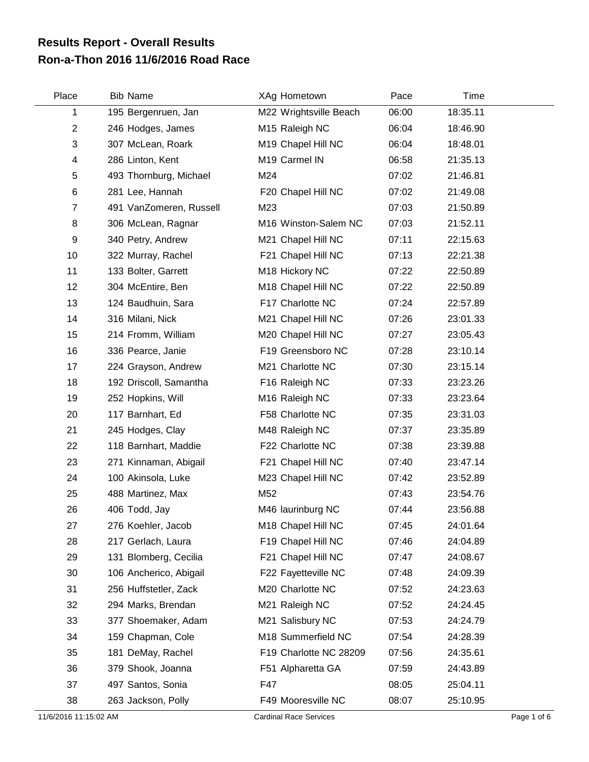# Results Report - Overall Results
## Ron-a-Thon 2016 11/6/2016 Road Race

| Place | Bib | Name | XAg | Hometown | Pace | Time |
|---|---|---|---|---|---|---|
| 1 | 195 | Bergenruen, Jan | M22 | Wrightsville Beach | 06:00 | 18:35.11 |
| 2 | 246 | Hodges, James | M15 | Raleigh NC | 06:04 | 18:46.90 |
| 3 | 307 | McLean, Roark | M19 | Chapel Hill NC | 06:04 | 18:48.01 |
| 4 | 286 | Linton, Kent | M19 | Carmel IN | 06:58 | 21:35.13 |
| 5 | 493 | Thornburg, Michael | M24 | | 07:02 | 21:46.81 |
| 6 | 281 | Lee, Hannah | F20 | Chapel Hill NC | 07:02 | 21:49.08 |
| 7 | 491 | VanZomeren, Russell | M23 | | 07:03 | 21:50.89 |
| 8 | 306 | McLean, Ragnar | M16 | Winston-Salem NC | 07:03 | 21:52.11 |
| 9 | 340 | Petry, Andrew | M21 | Chapel Hill NC | 07:11 | 22:15.63 |
| 10 | 322 | Murray, Rachel | F21 | Chapel Hill NC | 07:13 | 22:21.38 |
| 11 | 133 | Bolter, Garrett | M18 | Hickory NC | 07:22 | 22:50.89 |
| 12 | 304 | McEntire, Ben | M18 | Chapel Hill NC | 07:22 | 22:50.89 |
| 13 | 124 | Baudhuin, Sara | F17 | Charlotte NC | 07:24 | 22:57.89 |
| 14 | 316 | Milani, Nick | M21 | Chapel Hill NC | 07:26 | 23:01.33 |
| 15 | 214 | Fromm, William | M20 | Chapel Hill NC | 07:27 | 23:05.43 |
| 16 | 336 | Pearce, Janie | F19 | Greensboro NC | 07:28 | 23:10.14 |
| 17 | 224 | Grayson, Andrew | M21 | Charlotte NC | 07:30 | 23:15.14 |
| 18 | 192 | Driscoll, Samantha | F16 | Raleigh NC | 07:33 | 23:23.26 |
| 19 | 252 | Hopkins, Will | M16 | Raleigh NC | 07:33 | 23:23.64 |
| 20 | 117 | Barnhart, Ed | F58 | Charlotte NC | 07:35 | 23:31.03 |
| 21 | 245 | Hodges, Clay | M48 | Raleigh NC | 07:37 | 23:35.89 |
| 22 | 118 | Barnhart, Maddie | F22 | Charlotte NC | 07:38 | 23:39.88 |
| 23 | 271 | Kinnaman, Abigail | F21 | Chapel Hill NC | 07:40 | 23:47.14 |
| 24 | 100 | Akinsola, Luke | M23 | Chapel Hill NC | 07:42 | 23:52.89 |
| 25 | 488 | Martinez, Max | M52 | | 07:43 | 23:54.76 |
| 26 | 406 | Todd, Jay | M46 | laurinburg NC | 07:44 | 23:56.88 |
| 27 | 276 | Koehler, Jacob | M18 | Chapel Hill NC | 07:45 | 24:01.64 |
| 28 | 217 | Gerlach, Laura | F19 | Chapel Hill NC | 07:46 | 24:04.89 |
| 29 | 131 | Blomberg, Cecilia | F21 | Chapel Hill NC | 07:47 | 24:08.67 |
| 30 | 106 | Ancherico, Abigail | F22 | Fayetteville NC | 07:48 | 24:09.39 |
| 31 | 256 | Huffstetler, Zack | M20 | Charlotte NC | 07:52 | 24:23.63 |
| 32 | 294 | Marks, Brendan | M21 | Raleigh NC | 07:52 | 24:24.45 |
| 33 | 377 | Shoemaker, Adam | M21 | Salisbury NC | 07:53 | 24:24.79 |
| 34 | 159 | Chapman, Cole | M18 | Summerfield NC | 07:54 | 24:28.39 |
| 35 | 181 | DeMay, Rachel | F19 | Charlotte NC 28209 | 07:56 | 24:35.61 |
| 36 | 379 | Shook, Joanna | F51 | Alpharetta GA | 07:59 | 24:43.89 |
| 37 | 497 | Santos, Sonia | F47 | | 08:05 | 25:04.11 |
| 38 | 263 | Jackson, Polly | F49 | Mooresville NC | 08:07 | 25:10.95 |

11/6/2016 11:15:02 AM — Cardinal Race Services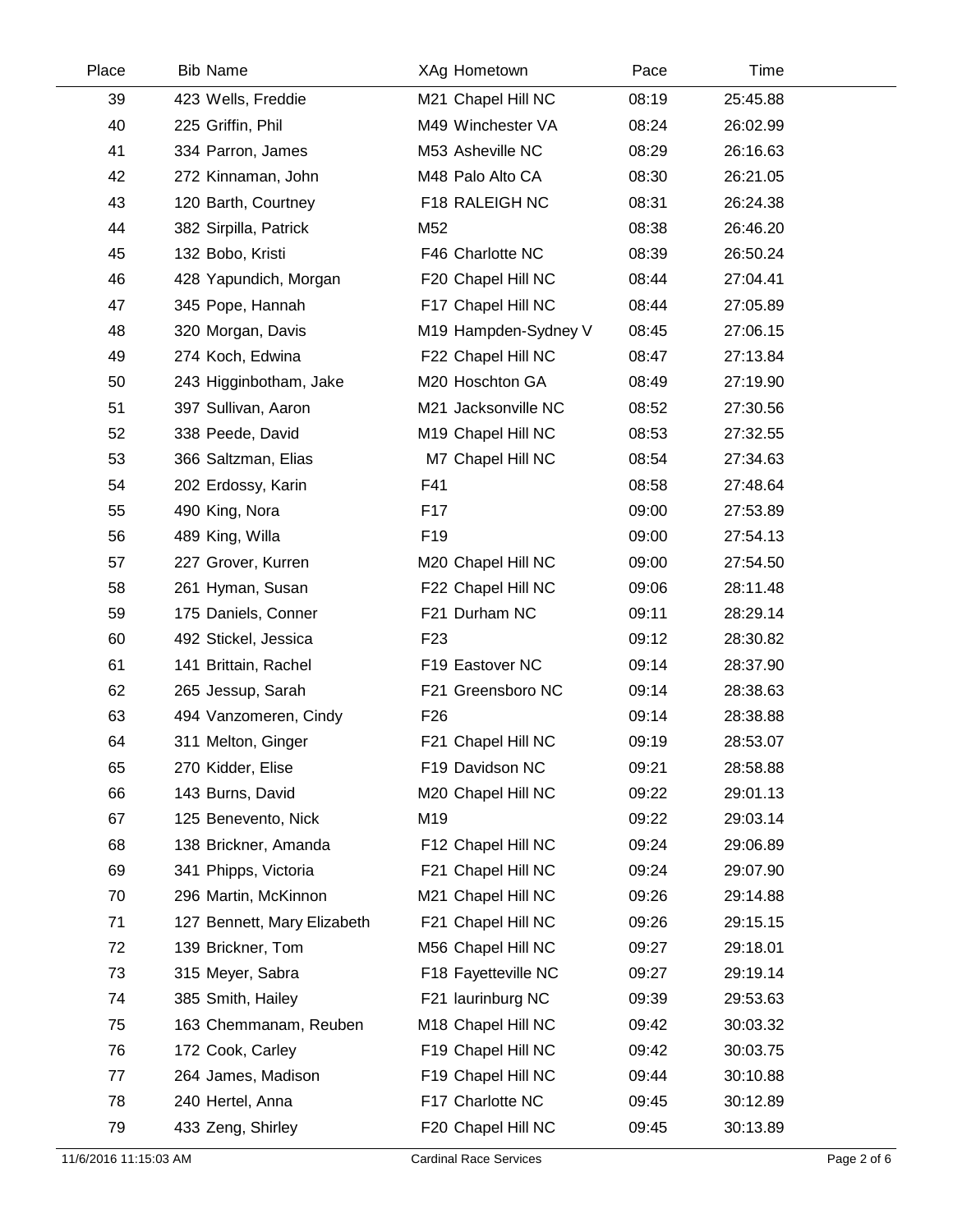| Place | Bib | Name | XAg | Hometown | Pace | Time |
|---|---|---|---|---|---|---|
| 39 | 423 | Wells, Freddie | M21 | Chapel Hill NC | 08:19 | 25:45.88 |
| 40 | 225 | Griffin, Phil | M49 | Winchester VA | 08:24 | 26:02.99 |
| 41 | 334 | Parron, James | M53 | Asheville NC | 08:29 | 26:16.63 |
| 42 | 272 | Kinnaman, John | M48 | Palo Alto CA | 08:30 | 26:21.05 |
| 43 | 120 | Barth, Courtney | F18 | RALEIGH NC | 08:31 | 26:24.38 |
| 44 | 382 | Sirpilla, Patrick | M52 | | 08:38 | 26:46.20 |
| 45 | 132 | Bobo, Kristi | F46 | Charlotte NC | 08:39 | 26:50.24 |
| 46 | 428 | Yapundich, Morgan | F20 | Chapel Hill NC | 08:44 | 27:04.41 |
| 47 | 345 | Pope, Hannah | F17 | Chapel Hill NC | 08:44 | 27:05.89 |
| 48 | 320 | Morgan, Davis | M19 | Hampden-Sydney V | 08:45 | 27:06.15 |
| 49 | 274 | Koch, Edwina | F22 | Chapel Hill NC | 08:47 | 27:13.84 |
| 50 | 243 | Higginbotham, Jake | M20 | Hoschton GA | 08:49 | 27:19.90 |
| 51 | 397 | Sullivan, Aaron | M21 | Jacksonville NC | 08:52 | 27:30.56 |
| 52 | 338 | Peede, David | M19 | Chapel Hill NC | 08:53 | 27:32.55 |
| 53 | 366 | Saltzman, Elias | M7 | Chapel Hill NC | 08:54 | 27:34.63 |
| 54 | 202 | Erdossy, Karin | F41 | | 08:58 | 27:48.64 |
| 55 | 490 | King, Nora | F17 | | 09:00 | 27:53.89 |
| 56 | 489 | King, Willa | F19 | | 09:00 | 27:54.13 |
| 57 | 227 | Grover, Kurren | M20 | Chapel Hill NC | 09:00 | 27:54.50 |
| 58 | 261 | Hyman, Susan | F22 | Chapel Hill NC | 09:06 | 28:11.48 |
| 59 | 175 | Daniels, Conner | F21 | Durham NC | 09:11 | 28:29.14 |
| 60 | 492 | Stickel, Jessica | F23 | | 09:12 | 28:30.82 |
| 61 | 141 | Brittain, Rachel | F19 | Eastover NC | 09:14 | 28:37.90 |
| 62 | 265 | Jessup, Sarah | F21 | Greensboro NC | 09:14 | 28:38.63 |
| 63 | 494 | Vanzomeren, Cindy | F26 | | 09:14 | 28:38.88 |
| 64 | 311 | Melton, Ginger | F21 | Chapel Hill NC | 09:19 | 28:53.07 |
| 65 | 270 | Kidder, Elise | F19 | Davidson NC | 09:21 | 28:58.88 |
| 66 | 143 | Burns, David | M20 | Chapel Hill NC | 09:22 | 29:01.13 |
| 67 | 125 | Benevento, Nick | M19 | | 09:22 | 29:03.14 |
| 68 | 138 | Brickner, Amanda | F12 | Chapel Hill NC | 09:24 | 29:06.89 |
| 69 | 341 | Phipps, Victoria | F21 | Chapel Hill NC | 09:24 | 29:07.90 |
| 70 | 296 | Martin, McKinnon | M21 | Chapel Hill NC | 09:26 | 29:14.88 |
| 71 | 127 | Bennett, Mary Elizabeth | F21 | Chapel Hill NC | 09:26 | 29:15.15 |
| 72 | 139 | Brickner, Tom | M56 | Chapel Hill NC | 09:27 | 29:18.01 |
| 73 | 315 | Meyer, Sabra | F18 | Fayetteville NC | 09:27 | 29:19.14 |
| 74 | 385 | Smith, Hailey | F21 | laurinburg NC | 09:39 | 29:53.63 |
| 75 | 163 | Chemmanam, Reuben | M18 | Chapel Hill NC | 09:42 | 30:03.32 |
| 76 | 172 | Cook, Carley | F19 | Chapel Hill NC | 09:42 | 30:03.75 |
| 77 | 264 | James, Madison | F19 | Chapel Hill NC | 09:44 | 30:10.88 |
| 78 | 240 | Hertel, Anna | F17 | Charlotte NC | 09:45 | 30:12.89 |
| 79 | 433 | Zeng, Shirley | F20 | Chapel Hill NC | 09:45 | 30:13.89 |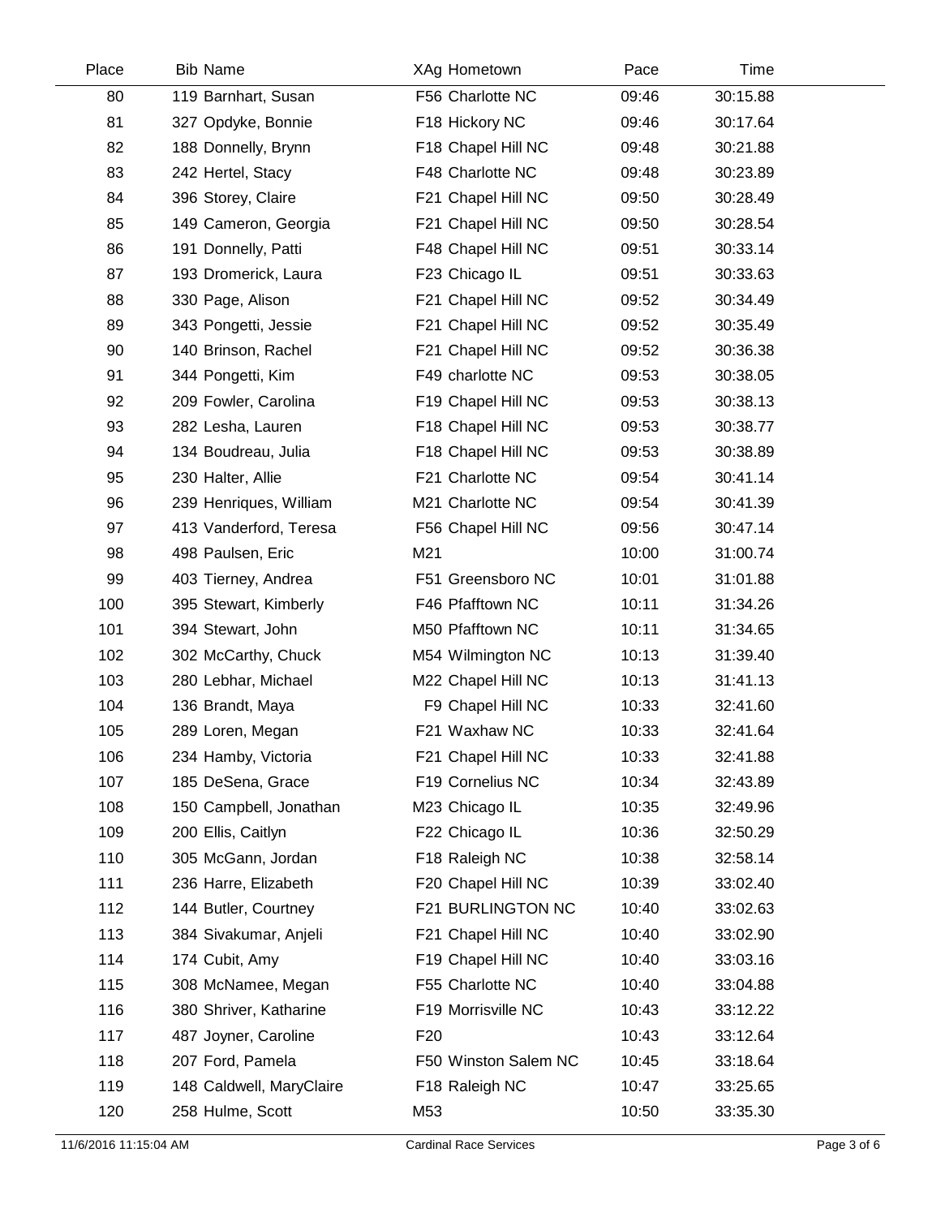| Place | Bib | Name | XAg | Hometown | Pace | Time |
|---|---|---|---|---|---|---|
| 80 | 119 | Barnhart, Susan | F56 | Charlotte NC | 09:46 | 30:15.88 |
| 81 | 327 | Opdyke, Bonnie | F18 | Hickory NC | 09:46 | 30:17.64 |
| 82 | 188 | Donnelly, Brynn | F18 | Chapel Hill NC | 09:48 | 30:21.88 |
| 83 | 242 | Hertel, Stacy | F48 | Charlotte NC | 09:48 | 30:23.89 |
| 84 | 396 | Storey, Claire | F21 | Chapel Hill NC | 09:50 | 30:28.49 |
| 85 | 149 | Cameron, Georgia | F21 | Chapel Hill NC | 09:50 | 30:28.54 |
| 86 | 191 | Donnelly, Patti | F48 | Chapel Hill NC | 09:51 | 30:33.14 |
| 87 | 193 | Dromerick, Laura | F23 | Chicago IL | 09:51 | 30:33.63 |
| 88 | 330 | Page, Alison | F21 | Chapel Hill NC | 09:52 | 30:34.49 |
| 89 | 343 | Pongetti, Jessie | F21 | Chapel Hill NC | 09:52 | 30:35.49 |
| 90 | 140 | Brinson, Rachel | F21 | Chapel Hill NC | 09:52 | 30:36.38 |
| 91 | 344 | Pongetti, Kim | F49 | charlotte NC | 09:53 | 30:38.05 |
| 92 | 209 | Fowler, Carolina | F19 | Chapel Hill NC | 09:53 | 30:38.13 |
| 93 | 282 | Lesha, Lauren | F18 | Chapel Hill NC | 09:53 | 30:38.77 |
| 94 | 134 | Boudreau, Julia | F18 | Chapel Hill NC | 09:53 | 30:38.89 |
| 95 | 230 | Halter, Allie | F21 | Charlotte NC | 09:54 | 30:41.14 |
| 96 | 239 | Henriques, William | M21 | Charlotte NC | 09:54 | 30:41.39 |
| 97 | 413 | Vanderford, Teresa | F56 | Chapel Hill NC | 09:56 | 30:47.14 |
| 98 | 498 | Paulsen, Eric | M21 | | 10:00 | 31:00.74 |
| 99 | 403 | Tierney, Andrea | F51 | Greensboro NC | 10:01 | 31:01.88 |
| 100 | 395 | Stewart, Kimberly | F46 | Pfafftown NC | 10:11 | 31:34.26 |
| 101 | 394 | Stewart, John | M50 | Pfafftown NC | 10:11 | 31:34.65 |
| 102 | 302 | McCarthy, Chuck | M54 | Wilmington NC | 10:13 | 31:39.40 |
| 103 | 280 | Lebhar, Michael | M22 | Chapel Hill NC | 10:13 | 31:41.13 |
| 104 | 136 | Brandt, Maya | F9 | Chapel Hill NC | 10:33 | 32:41.60 |
| 105 | 289 | Loren, Megan | F21 | Waxhaw NC | 10:33 | 32:41.64 |
| 106 | 234 | Hamby, Victoria | F21 | Chapel Hill NC | 10:33 | 32:41.88 |
| 107 | 185 | DeSena, Grace | F19 | Cornelius NC | 10:34 | 32:43.89 |
| 108 | 150 | Campbell, Jonathan | M23 | Chicago IL | 10:35 | 32:49.96 |
| 109 | 200 | Ellis, Caitlyn | F22 | Chicago IL | 10:36 | 32:50.29 |
| 110 | 305 | McGann, Jordan | F18 | Raleigh NC | 10:38 | 32:58.14 |
| 111 | 236 | Harre, Elizabeth | F20 | Chapel Hill NC | 10:39 | 33:02.40 |
| 112 | 144 | Butler, Courtney | F21 | BURLINGTON NC | 10:40 | 33:02.63 |
| 113 | 384 | Sivakumar, Anjeli | F21 | Chapel Hill NC | 10:40 | 33:02.90 |
| 114 | 174 | Cubit, Amy | F19 | Chapel Hill NC | 10:40 | 33:03.16 |
| 115 | 308 | McNamee, Megan | F55 | Charlotte NC | 10:40 | 33:04.88 |
| 116 | 380 | Shriver, Katharine | F19 | Morrisville NC | 10:43 | 33:12.22 |
| 117 | 487 | Joyner, Caroline | F20 | | 10:43 | 33:12.64 |
| 118 | 207 | Ford, Pamela | F50 | Winston Salem NC | 10:45 | 33:18.64 |
| 119 | 148 | Caldwell, MaryClaire | F18 | Raleigh NC | 10:47 | 33:25.65 |
| 120 | 258 | Hulme, Scott | M53 | | 10:50 | 33:35.30 |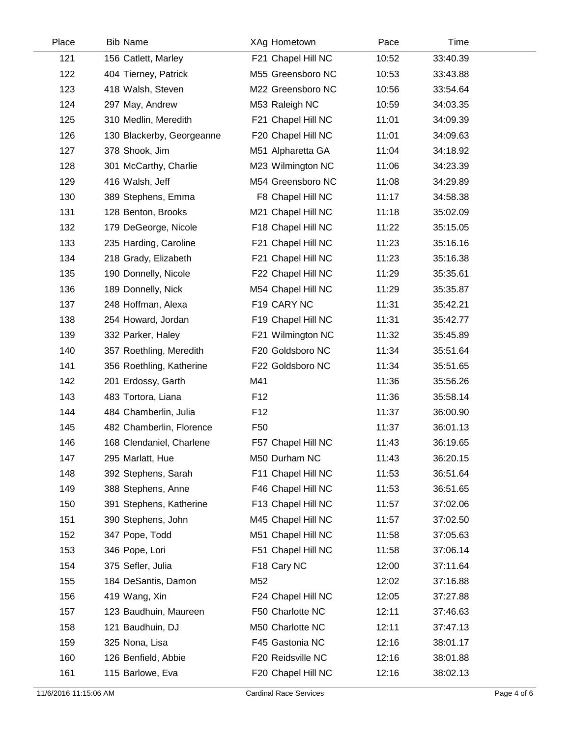| Place | Bib | Name | XAg | Hometown | Pace | Time |
|---|---|---|---|---|---|---|
| 121 | 156 | Catlett, Marley | F21 | Chapel Hill NC | 10:52 | 33:40.39 |
| 122 | 404 | Tierney, Patrick | M55 | Greensboro NC | 10:53 | 33:43.88 |
| 123 | 418 | Walsh, Steven | M22 | Greensboro NC | 10:56 | 33:54.64 |
| 124 | 297 | May, Andrew | M53 | Raleigh NC | 10:59 | 34:03.35 |
| 125 | 310 | Medlin, Meredith | F21 | Chapel Hill NC | 11:01 | 34:09.39 |
| 126 | 130 | Blackerby, Georgeanne | F20 | Chapel Hill NC | 11:01 | 34:09.63 |
| 127 | 378 | Shook, Jim | M51 | Alpharetta GA | 11:04 | 34:18.92 |
| 128 | 301 | McCarthy, Charlie | M23 | Wilmington NC | 11:06 | 34:23.39 |
| 129 | 416 | Walsh, Jeff | M54 | Greensboro NC | 11:08 | 34:29.89 |
| 130 | 389 | Stephens, Emma | F8 | Chapel Hill NC | 11:17 | 34:58.38 |
| 131 | 128 | Benton, Brooks | M21 | Chapel Hill NC | 11:18 | 35:02.09 |
| 132 | 179 | DeGeorge, Nicole | F18 | Chapel Hill NC | 11:22 | 35:15.05 |
| 133 | 235 | Harding, Caroline | F21 | Chapel Hill NC | 11:23 | 35:16.16 |
| 134 | 218 | Grady, Elizabeth | F21 | Chapel Hill NC | 11:23 | 35:16.38 |
| 135 | 190 | Donnelly, Nicole | F22 | Chapel Hill NC | 11:29 | 35:35.61 |
| 136 | 189 | Donnelly, Nick | M54 | Chapel Hill NC | 11:29 | 35:35.87 |
| 137 | 248 | Hoffman, Alexa | F19 | CARY NC | 11:31 | 35:42.21 |
| 138 | 254 | Howard, Jordan | F19 | Chapel Hill NC | 11:31 | 35:42.77 |
| 139 | 332 | Parker, Haley | F21 | Wilmington NC | 11:32 | 35:45.89 |
| 140 | 357 | Roethling, Meredith | F20 | Goldsboro NC | 11:34 | 35:51.64 |
| 141 | 356 | Roethling, Katherine | F22 | Goldsboro NC | 11:34 | 35:51.65 |
| 142 | 201 | Erdossy, Garth | M41 | | 11:36 | 35:56.26 |
| 143 | 483 | Tortora, Liana | F12 | | 11:36 | 35:58.14 |
| 144 | 484 | Chamberlin, Julia | F12 | | 11:37 | 36:00.90 |
| 145 | 482 | Chamberlin, Florence | F50 | | 11:37 | 36:01.13 |
| 146 | 168 | Clendaniel, Charlene | F57 | Chapel Hill NC | 11:43 | 36:19.65 |
| 147 | 295 | Marlatt, Hue | M50 | Durham NC | 11:43 | 36:20.15 |
| 148 | 392 | Stephens, Sarah | F11 | Chapel Hill NC | 11:53 | 36:51.64 |
| 149 | 388 | Stephens, Anne | F46 | Chapel Hill NC | 11:53 | 36:51.65 |
| 150 | 391 | Stephens, Katherine | F13 | Chapel Hill NC | 11:57 | 37:02.06 |
| 151 | 390 | Stephens, John | M45 | Chapel Hill NC | 11:57 | 37:02.50 |
| 152 | 347 | Pope, Todd | M51 | Chapel Hill NC | 11:58 | 37:05.63 |
| 153 | 346 | Pope, Lori | F51 | Chapel Hill NC | 11:58 | 37:06.14 |
| 154 | 375 | Sefler, Julia | F18 | Cary NC | 12:00 | 37:11.64 |
| 155 | 184 | DeSantis, Damon | M52 | | 12:02 | 37:16.88 |
| 156 | 419 | Wang, Xin | F24 | Chapel Hill NC | 12:05 | 37:27.88 |
| 157 | 123 | Baudhuin, Maureen | F50 | Charlotte NC | 12:11 | 37:46.63 |
| 158 | 121 | Baudhuin, DJ | M50 | Charlotte NC | 12:11 | 37:47.13 |
| 159 | 325 | Nona, Lisa | F45 | Gastonia NC | 12:16 | 38:01.17 |
| 160 | 126 | Benfield, Abbie | F20 | Reidsville NC | 12:16 | 38:01.88 |
| 161 | 115 | Barlowe, Eva | F20 | Chapel Hill NC | 12:16 | 38:02.13 |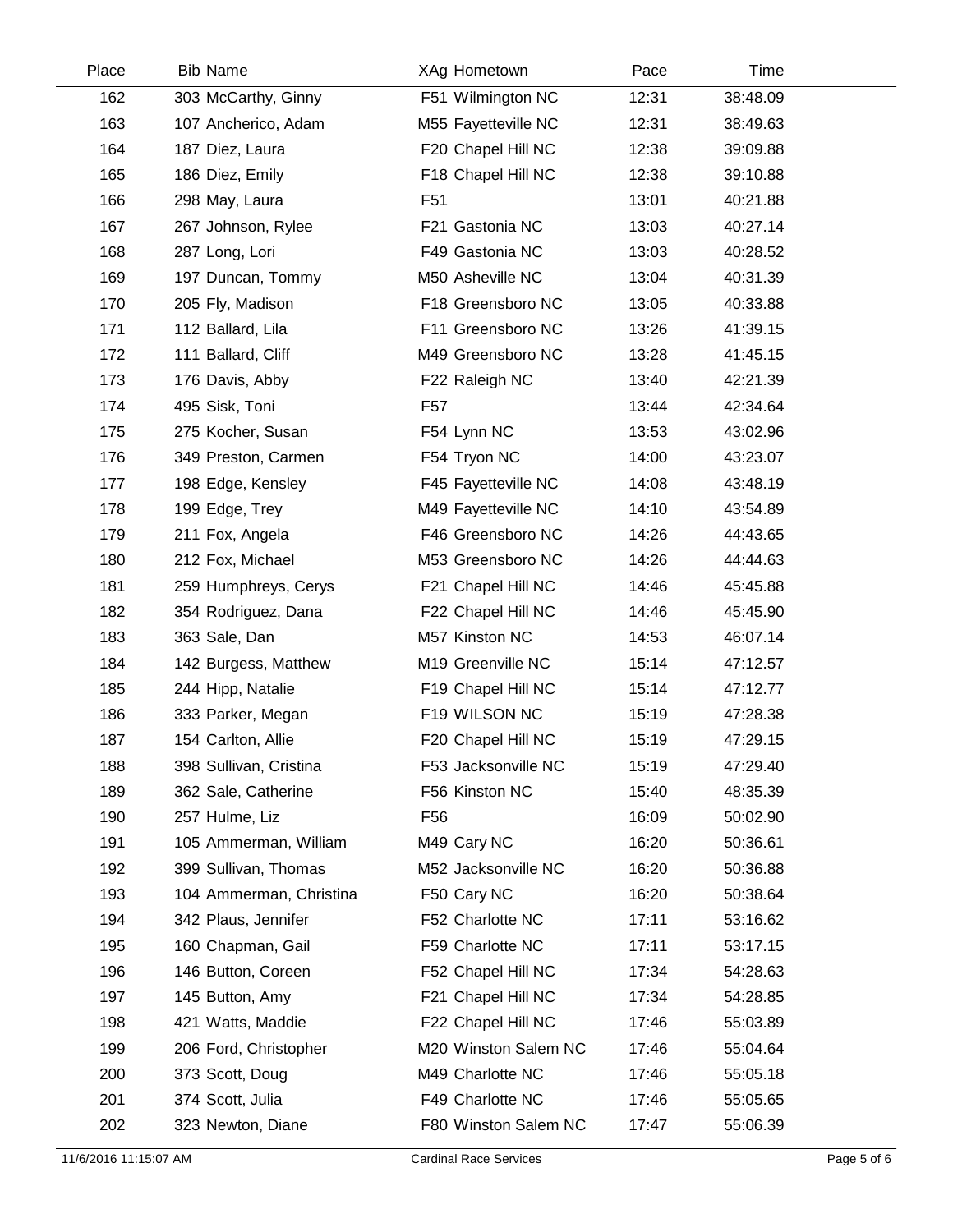| Place | Bib | Name | XAg | Hometown | Pace | Time |
|---|---|---|---|---|---|---|
| 162 | 303 | McCarthy, Ginny | F51 | Wilmington NC | 12:31 | 38:48.09 |
| 163 | 107 | Ancherico, Adam | M55 | Fayetteville NC | 12:31 | 38:49.63 |
| 164 | 187 | Diez, Laura | F20 | Chapel Hill NC | 12:38 | 39:09.88 |
| 165 | 186 | Diez, Emily | F18 | Chapel Hill NC | 12:38 | 39:10.88 |
| 166 | 298 | May, Laura | F51 | | 13:01 | 40:21.88 |
| 167 | 267 | Johnson, Rylee | F21 | Gastonia NC | 13:03 | 40:27.14 |
| 168 | 287 | Long, Lori | F49 | Gastonia NC | 13:03 | 40:28.52 |
| 169 | 197 | Duncan, Tommy | M50 | Asheville NC | 13:04 | 40:31.39 |
| 170 | 205 | Fly, Madison | F18 | Greensboro NC | 13:05 | 40:33.88 |
| 171 | 112 | Ballard, Lila | F11 | Greensboro NC | 13:26 | 41:39.15 |
| 172 | 111 | Ballard, Cliff | M49 | Greensboro NC | 13:28 | 41:45.15 |
| 173 | 176 | Davis, Abby | F22 | Raleigh NC | 13:40 | 42:21.39 |
| 174 | 495 | Sisk, Toni | F57 | | 13:44 | 42:34.64 |
| 175 | 275 | Kocher, Susan | F54 | Lynn NC | 13:53 | 43:02.96 |
| 176 | 349 | Preston, Carmen | F54 | Tryon NC | 14:00 | 43:23.07 |
| 177 | 198 | Edge, Kensley | F45 | Fayetteville NC | 14:08 | 43:48.19 |
| 178 | 199 | Edge, Trey | M49 | Fayetteville NC | 14:10 | 43:54.89 |
| 179 | 211 | Fox, Angela | F46 | Greensboro NC | 14:26 | 44:43.65 |
| 180 | 212 | Fox, Michael | M53 | Greensboro NC | 14:26 | 44:44.63 |
| 181 | 259 | Humphreys, Cerys | F21 | Chapel Hill NC | 14:46 | 45:45.88 |
| 182 | 354 | Rodriguez, Dana | F22 | Chapel Hill NC | 14:46 | 45:45.90 |
| 183 | 363 | Sale, Dan | M57 | Kinston NC | 14:53 | 46:07.14 |
| 184 | 142 | Burgess, Matthew | M19 | Greenville NC | 15:14 | 47:12.57 |
| 185 | 244 | Hipp, Natalie | F19 | Chapel Hill NC | 15:14 | 47:12.77 |
| 186 | 333 | Parker, Megan | F19 | WILSON NC | 15:19 | 47:28.38 |
| 187 | 154 | Carlton, Allie | F20 | Chapel Hill NC | 15:19 | 47:29.15 |
| 188 | 398 | Sullivan, Cristina | F53 | Jacksonville NC | 15:19 | 47:29.40 |
| 189 | 362 | Sale, Catherine | F56 | Kinston NC | 15:40 | 48:35.39 |
| 190 | 257 | Hulme, Liz | F56 | | 16:09 | 50:02.90 |
| 191 | 105 | Ammerman, William | M49 | Cary NC | 16:20 | 50:36.61 |
| 192 | 399 | Sullivan, Thomas | M52 | Jacksonville NC | 16:20 | 50:36.88 |
| 193 | 104 | Ammerman, Christina | F50 | Cary NC | 16:20 | 50:38.64 |
| 194 | 342 | Plaus, Jennifer | F52 | Charlotte NC | 17:11 | 53:16.62 |
| 195 | 160 | Chapman, Gail | F59 | Charlotte NC | 17:11 | 53:17.15 |
| 196 | 146 | Button, Coreen | F52 | Chapel Hill NC | 17:34 | 54:28.63 |
| 197 | 145 | Button, Amy | F21 | Chapel Hill NC | 17:34 | 54:28.85 |
| 198 | 421 | Watts, Maddie | F22 | Chapel Hill NC | 17:46 | 55:03.89 |
| 199 | 206 | Ford, Christopher | M20 | Winston Salem NC | 17:46 | 55:04.64 |
| 200 | 373 | Scott, Doug | M49 | Charlotte NC | 17:46 | 55:05.18 |
| 201 | 374 | Scott, Julia | F49 | Charlotte NC | 17:46 | 55:05.65 |
| 202 | 323 | Newton, Diane | F80 | Winston Salem NC | 17:47 | 55:06.39 |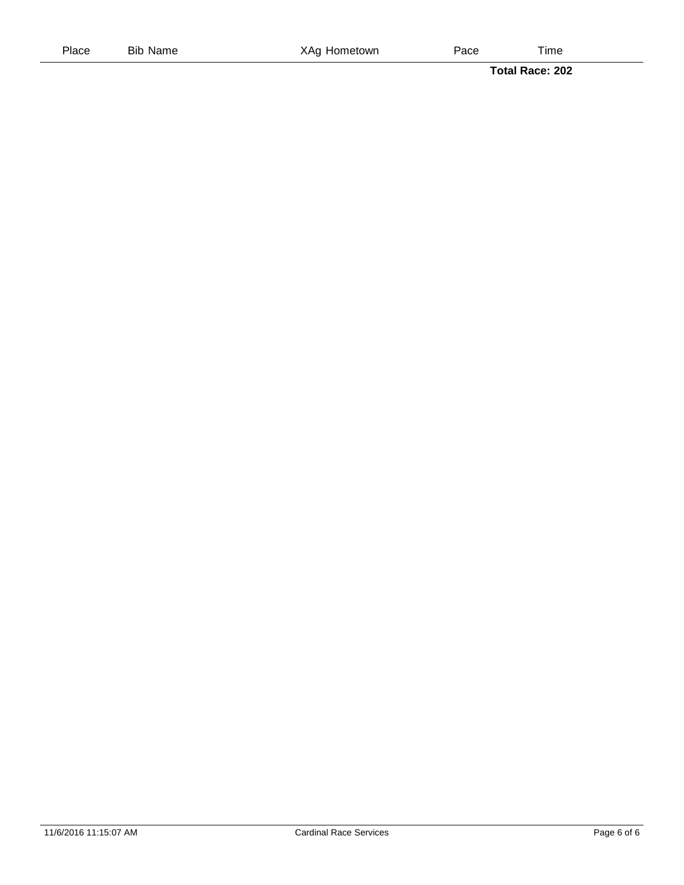| Place | Bib Name | XAg Hometown | Pace | Time |
|---|---|---|---|---|

**Total Race: 202**